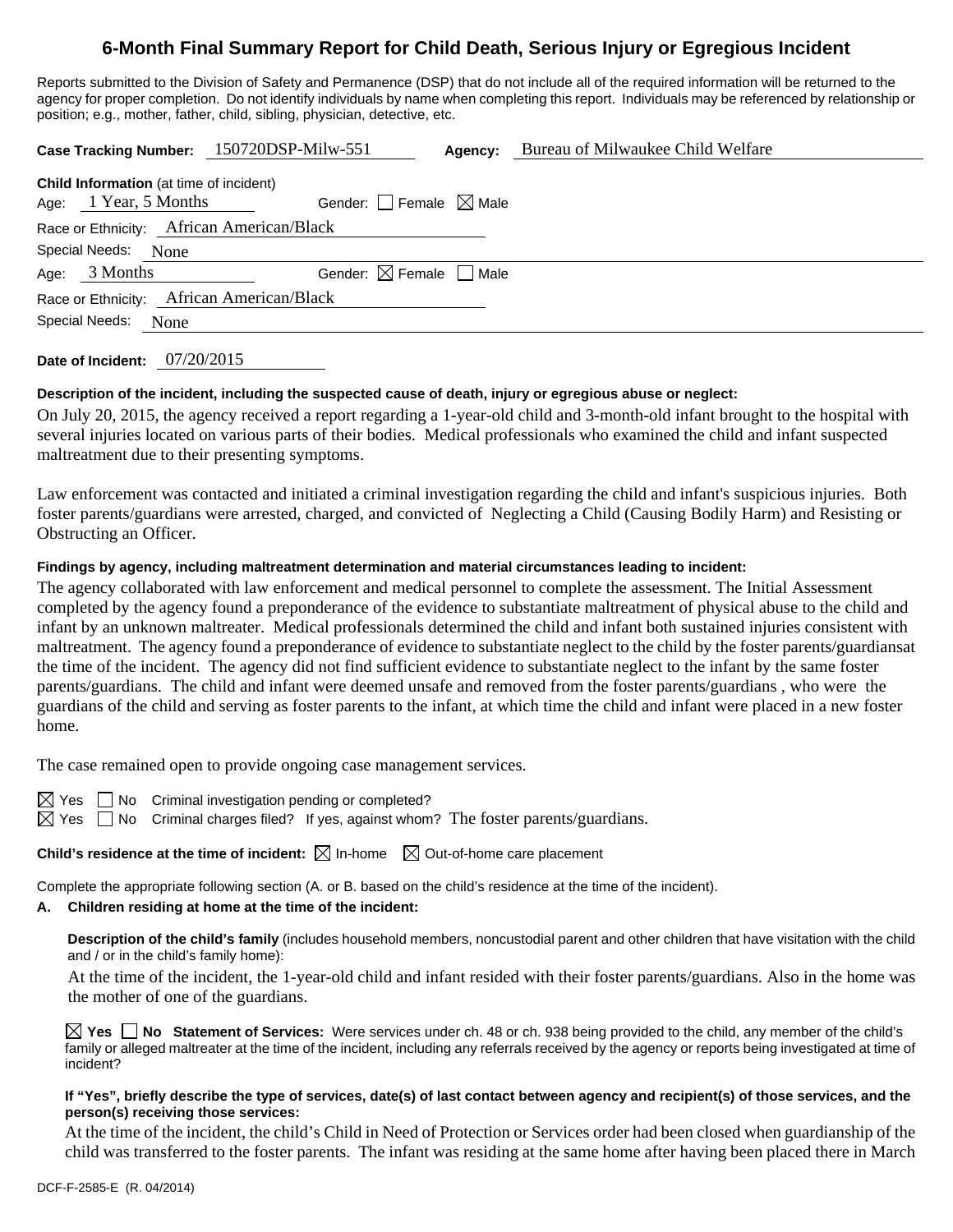# 6-Month Final Summary Report for Child Death, Serious Injury or Egregious Incident

Reports submitted to the Division of Safety and Permanence (DSP) that do not include all of the required information will be returned to the agency for proper completion. Do not identify individuals by name when completing this report. Individuals may be referenced by relationship or position; e.g., mother, father, child, sibling, physician, detective, etc.

**Case Tracking Number:** 150720DSP-Milw-551 **Agency:** Bureau of Milwaukee Child Welfare

**Child Information** (at time of incident)
Age: 1 Year, 5 Months Gender: ☐ Female ☒ Male
Race or Ethnicity: African American/Black
Special Needs: None
Age: 3 Months Gender: ☒ Female ☐ Male
Race or Ethnicity: African American/Black
Special Needs: None

**Date of Incident:** 07/20/2015

**Description of the incident, including the suspected cause of death, injury or egregious abuse or neglect:**

On July 20, 2015, the agency received a report regarding a 1-year-old child and 3-month-old infant brought to the hospital with several injuries located on various parts of their bodies. Medical professionals who examined the child and infant suspected maltreatment due to their presenting symptoms.

Law enforcement was contacted and initiated a criminal investigation regarding the child and infant's suspicious injuries. Both foster parents/guardians were arrested, charged, and convicted of Neglecting a Child (Causing Bodily Harm) and Resisting or Obstructing an Officer.

**Findings by agency, including maltreatment determination and material circumstances leading to incident:**

The agency collaborated with law enforcement and medical personnel to complete the assessment. The Initial Assessment completed by the agency found a preponderance of the evidence to substantiate maltreatment of physical abuse to the child and infant by an unknown maltreater. Medical professionals determined the child and infant both sustained injuries consistent with maltreatment. The agency found a preponderance of evidence to substantiate neglect to the child by the foster parents/guardiansat the time of the incident. The agency did not find sufficient evidence to substantiate neglect to the infant by the same foster parents/guardians. The child and infant were deemed unsafe and removed from the foster parents/guardians , who were the guardians of the child and serving as foster parents to the infant, at which time the child and infant were placed in a new foster home.

The case remained open to provide ongoing case management services.

☒ Yes ☐ No Criminal investigation pending or completed?
☒ Yes ☐ No Criminal charges filed? If yes, against whom? The foster parents/guardians.

**Child's residence at the time of incident:** ☒ In-home ☒ Out-of-home care placement

Complete the appropriate following section (A. or B. based on the child's residence at the time of the incident).

**A. Children residing at home at the time of the incident:**

**Description of the child's family** (includes household members, noncustodial parent and other children that have visitation with the child and / or in the child's family home):

At the time of the incident, the 1-year-old child and infant resided with their foster parents/guardians. Also in the home was the mother of one of the guardians.

☒ **Yes** ☐ **No** **Statement of Services:** Were services under ch. 48 or ch. 938 being provided to the child, any member of the child's family or alleged maltreater at the time of the incident, including any referrals received by the agency or reports being investigated at time of incident?

**If "Yes", briefly describe the type of services, date(s) of last contact between agency and recipient(s) of those services, and the person(s) receiving those services:**

At the time of the incident, the child's Child in Need of Protection or Services order had been closed when guardianship of the child was transferred to the foster parents. The infant was residing at the same home after having been placed there in March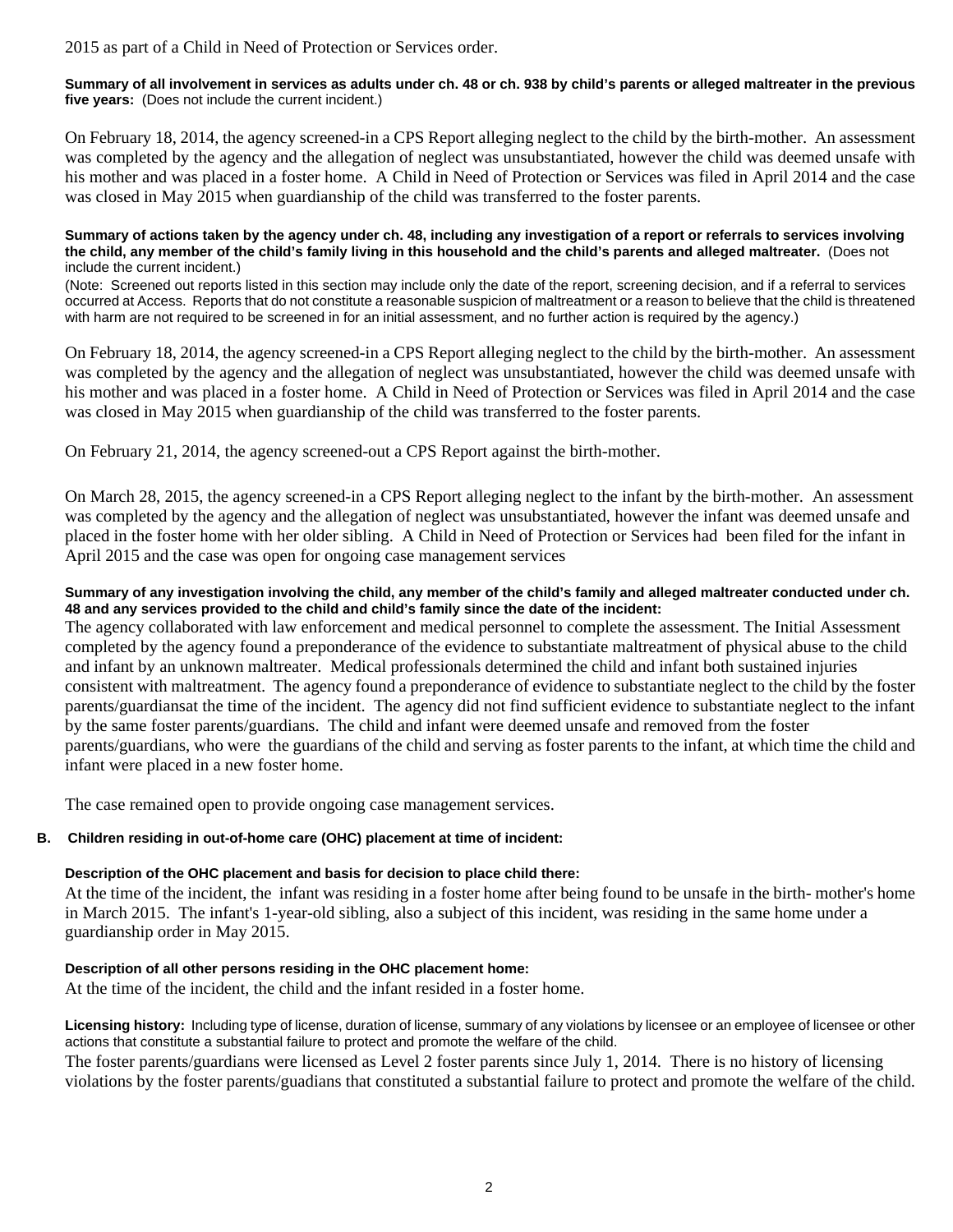2015 as part of a Child in Need of Protection or Services order.

**Summary of all involvement in services as adults under ch. 48 or ch. 938 by child's parents or alleged maltreater in the previous five years:** (Does not include the current incident.)

On February 18, 2014, the agency screened-in a CPS Report alleging neglect to the child by the birth-mother. An assessment was completed by the agency and the allegation of neglect was unsubstantiated, however the child was deemed unsafe with his mother and was placed in a foster home. A Child in Need of Protection or Services was filed in April 2014 and the case was closed in May 2015 when guardianship of the child was transferred to the foster parents.

**Summary of actions taken by the agency under ch. 48, including any investigation of a report or referrals to services involving the child, any member of the child's family living in this household and the child's parents and alleged maltreater.** (Does not include the current incident.)

(Note: Screened out reports listed in this section may include only the date of the report, screening decision, and if a referral to services occurred at Access. Reports that do not constitute a reasonable suspicion of maltreatment or a reason to believe that the child is threatened with harm are not required to be screened in for an initial assessment, and no further action is required by the agency.)

On February 18, 2014, the agency screened-in a CPS Report alleging neglect to the child by the birth-mother. An assessment was completed by the agency and the allegation of neglect was unsubstantiated, however the child was deemed unsafe with his mother and was placed in a foster home. A Child in Need of Protection or Services was filed in April 2014 and the case was closed in May 2015 when guardianship of the child was transferred to the foster parents.

On February 21, 2014, the agency screened-out a CPS Report against the birth-mother.

On March 28, 2015, the agency screened-in a CPS Report alleging neglect to the infant by the birth-mother. An assessment was completed by the agency and the allegation of neglect was unsubstantiated, however the infant was deemed unsafe and placed in the foster home with her older sibling. A Child in Need of Protection or Services had been filed for the infant in April 2015 and the case was open for ongoing case management services

**Summary of any investigation involving the child, any member of the child's family and alleged maltreater conducted under ch. 48 and any services provided to the child and child's family since the date of the incident:**

The agency collaborated with law enforcement and medical personnel to complete the assessment. The Initial Assessment completed by the agency found a preponderance of the evidence to substantiate maltreatment of physical abuse to the child and infant by an unknown maltreater. Medical professionals determined the child and infant both sustained injuries consistent with maltreatment. The agency found a preponderance of evidence to substantiate neglect to the child by the foster parents/guardiansat the time of the incident. The agency did not find sufficient evidence to substantiate neglect to the infant by the same foster parents/guardians. The child and infant were deemed unsafe and removed from the foster parents/guardians, who were the guardians of the child and serving as foster parents to the infant, at which time the child and infant were placed in a new foster home.

The case remained open to provide ongoing case management services.

**B. Children residing in out-of-home care (OHC) placement at time of incident:**

**Description of the OHC placement and basis for decision to place child there:**

At the time of the incident, the infant was residing in a foster home after being found to be unsafe in the birth- mother's home in March 2015. The infant's 1-year-old sibling, also a subject of this incident, was residing in the same home under a guardianship order in May 2015.

**Description of all other persons residing in the OHC placement home:**

At the time of the incident, the child and the infant resided in a foster home.

**Licensing history:** Including type of license, duration of license, summary of any violations by licensee or an employee of licensee or other actions that constitute a substantial failure to protect and promote the welfare of the child.

The foster parents/guardians were licensed as Level 2 foster parents since July 1, 2014. There is no history of licensing violations by the foster parents/guadians that constituted a substantial failure to protect and promote the welfare of the child.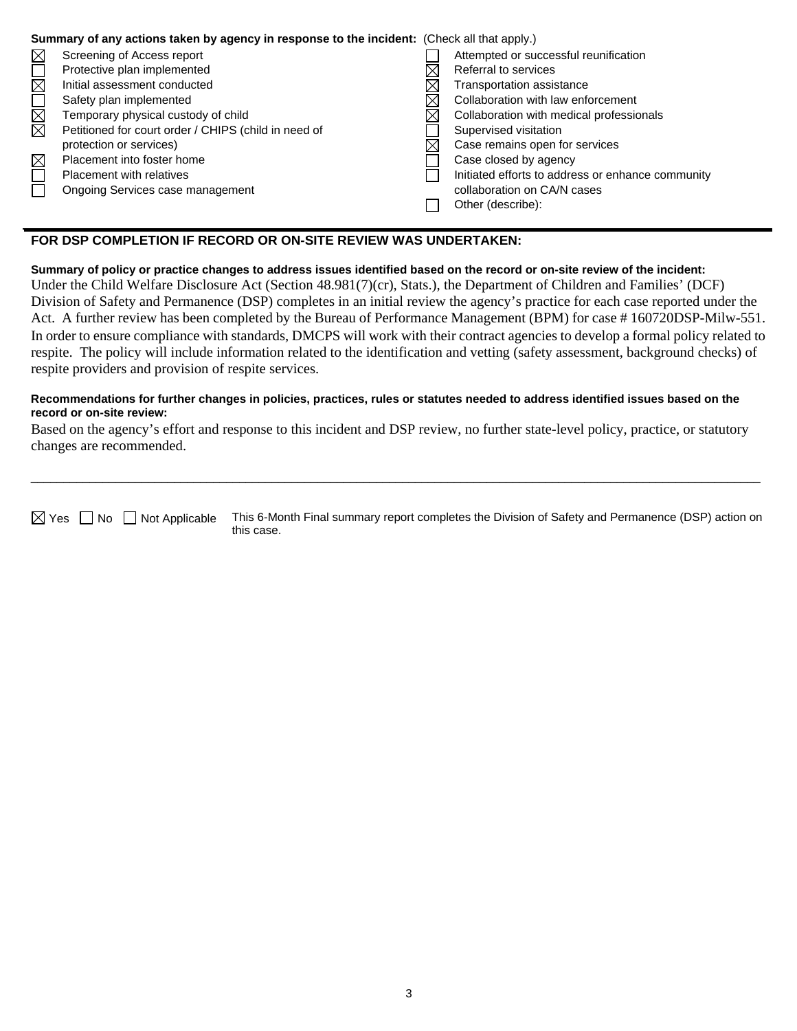**Summary of any actions taken by agency in response to the incident:** (Check all that apply.)

- ☒ Screening of Access report
- ☐ Protective plan implemented
- ☒ Initial assessment conducted
- ☐ Safety plan implemented
- ☒ Temporary physical custody of child
- ☒ Petitioned for court order / CHIPS (child in need of protection or services)
- ☒ Placement into foster home
- ☐ Placement with relatives
- ☐ Ongoing Services case management
- ☐ Attempted or successful reunification
- ☒ Referral to services
- ☒ Transportation assistance
- ☒ Collaboration with law enforcement
- ☒ Collaboration with medical professionals
- ☐ Supervised visitation
- ☒ Case remains open for services
- ☐ Case closed by agency
- ☐ Initiated efforts to address or enhance community collaboration on CA/N cases
- ☐ Other (describe):

---

## FOR DSP COMPLETION IF RECORD OR ON-SITE REVIEW WAS UNDERTAKEN:

**Summary of policy or practice changes to address issues identified based on the record or on-site review of the incident:**

Under the Child Welfare Disclosure Act (Section 48.981(7)(cr), Stats.), the Department of Children and Families' (DCF) Division of Safety and Permanence (DSP) completes in an initial review the agency's practice for each case reported under the Act. A further review has been completed by the Bureau of Performance Management (BPM) for case # 160720DSP-Milw-551. In order to ensure compliance with standards, DMCPS will work with their contract agencies to develop a formal policy related to respite. The policy will include information related to the identification and vetting (safety assessment, background checks) of respite providers and provision of respite services.

**Recommendations for further changes in policies, practices, rules or statutes needed to address identified issues based on the record or on-site review:**

Based on the agency's effort and response to this incident and DSP review, no further state-level policy, practice, or statutory changes are recommended.

---

☒ Yes ☐ No ☐ Not Applicable This 6-Month Final summary report completes the Division of Safety and Permanence (DSP) action on this case.